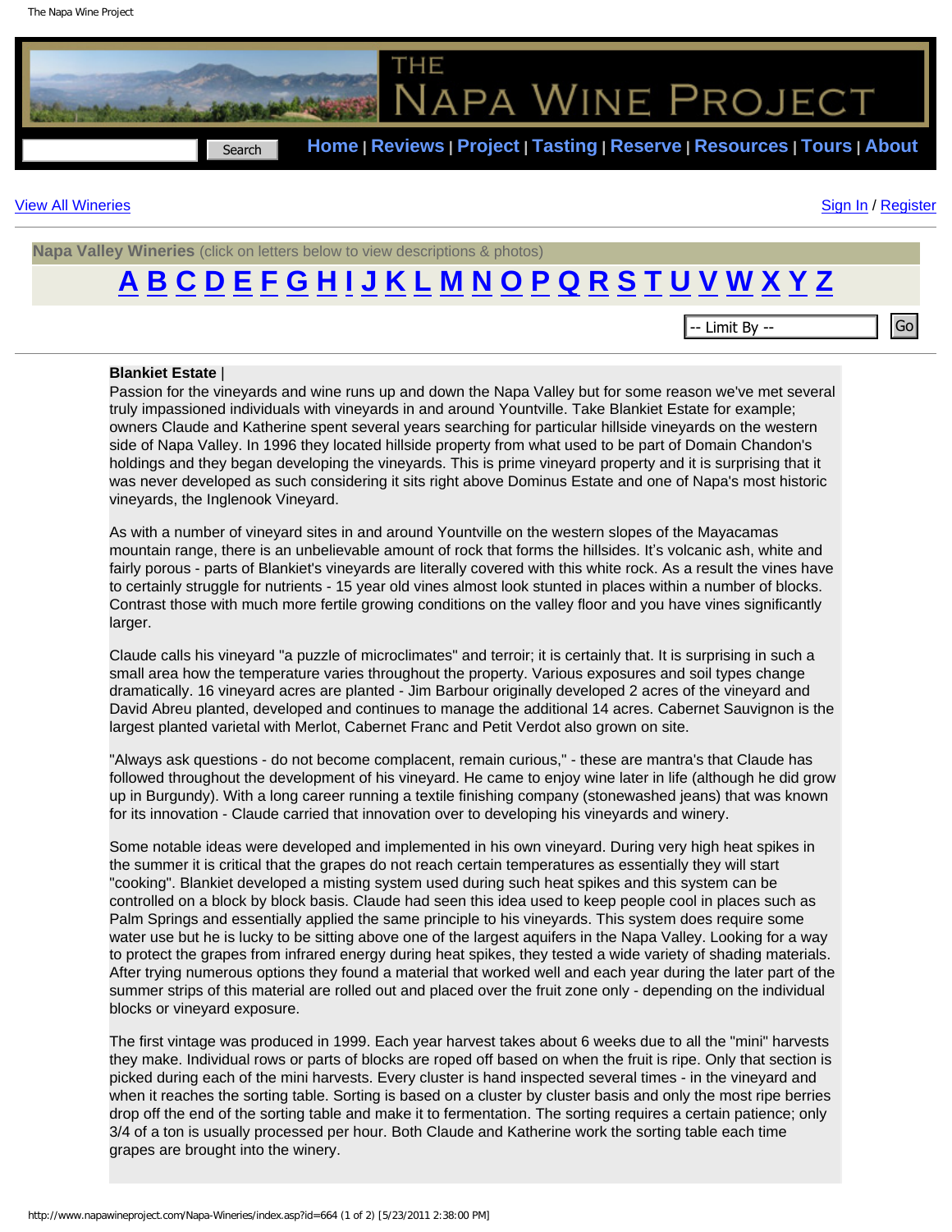# The Napa Wine Project

Search | Home | Reviews | Project | Tasting | Reserve | Resources | Tours | About

View All Wineries

Sign In / Register

**Napa Valley Wineries** (click on letters below to view descriptions & photos)

A B C D E F G H I J K L M N O P Q R S T U V W X Y Z

-- Limit By -- Go

**Blankiet Estate** |

Passion for the vineyards and wine runs up and down the Napa Valley but for some reason we've met several truly impassioned individuals with vineyards in and around Yountville. Take Blankiet Estate for example; owners Claude and Katherine spent several years searching for particular hillside vineyards on the western side of Napa Valley. In 1996 they located hillside property from what used to be part of Domain Chandon's holdings and they began developing the vineyards. This is prime vineyard property and it is surprising that it was never developed as such considering it sits right above Dominus Estate and one of Napa's most historic vineyards, the Inglenook Vineyard.

As with a number of vineyard sites in and around Yountville on the western slopes of the Mayacamas mountain range, there is an unbelievable amount of rock that forms the hillsides. It's volcanic ash, white and fairly porous - parts of Blankiet's vineyards are literally covered with this white rock. As a result the vines have to certainly struggle for nutrients - 15 year old vines almost look stunted in places within a number of blocks. Contrast those with much more fertile growing conditions on the valley floor and you have vines significantly larger.

Claude calls his vineyard "a puzzle of microclimates" and terroir; it is certainly that. It is surprising in such a small area how the temperature varies throughout the property. Various exposures and soil types change dramatically. 16 vineyard acres are planted - Jim Barbour originally developed 2 acres of the vineyard and David Abreu planted, developed and continues to manage the additional 14 acres. Cabernet Sauvignon is the largest planted varietal with Merlot, Cabernet Franc and Petit Verdot also grown on site.

"Always ask questions - do not become complacent, remain curious," - these are mantra's that Claude has followed throughout the development of his vineyard. He came to enjoy wine later in life (although he did grow up in Burgundy). With a long career running a textile finishing company (stonewashed jeans) that was known for its innovation - Claude carried that innovation over to developing his vineyards and winery.

Some notable ideas were developed and implemented in his own vineyard. During very high heat spikes in the summer it is critical that the grapes do not reach certain temperatures as essentially they will start "cooking". Blankiet developed a misting system used during such heat spikes and this system can be controlled on a block by block basis. Claude had seen this idea used to keep people cool in places such as Palm Springs and essentially applied the same principle to his vineyards. This system does require some water use but he is lucky to be sitting above one of the largest aquifers in the Napa Valley. Looking for a way to protect the grapes from infrared energy during heat spikes, they tested a wide variety of shading materials. After trying numerous options they found a material that worked well and each year during the later part of the summer strips of this material are rolled out and placed over the fruit zone only - depending on the individual blocks or vineyard exposure.

The first vintage was produced in 1999. Each year harvest takes about 6 weeks due to all the "mini" harvests they make. Individual rows or parts of blocks are roped off based on when the fruit is ripe. Only that section is picked during each of the mini harvests. Every cluster is hand inspected several times - in the vineyard and when it reaches the sorting table. Sorting is based on a cluster by cluster basis and only the most ripe berries drop off the end of the sorting table and make it to fermentation. The sorting requires a certain patience; only 3/4 of a ton is usually processed per hour. Both Claude and Katherine work the sorting table each time grapes are brought into the winery.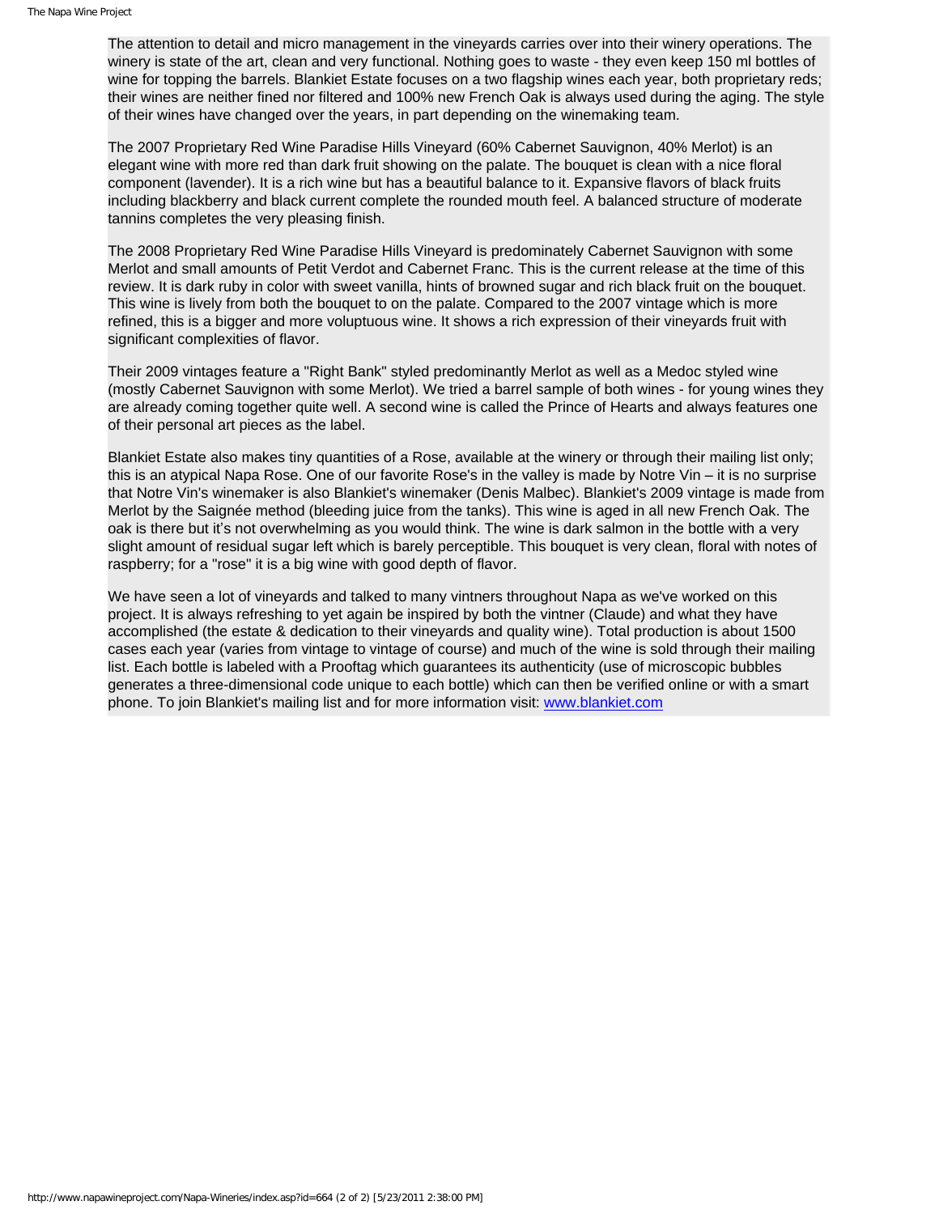The attention to detail and micro management in the vineyards carries over into their winery operations. The winery is state of the art, clean and very functional. Nothing goes to waste - they even keep 150 ml bottles of wine for topping the barrels. Blankiet Estate focuses on a two flagship wines each year, both proprietary reds; their wines are neither fined nor filtered and 100% new French Oak is always used during the aging. The style of their wines have changed over the years, in part depending on the winemaking team.

The 2007 Proprietary Red Wine Paradise Hills Vineyard (60% Cabernet Sauvignon, 40% Merlot) is an elegant wine with more red than dark fruit showing on the palate. The bouquet is clean with a nice floral component (lavender). It is a rich wine but has a beautiful balance to it. Expansive flavors of black fruits including blackberry and black current complete the rounded mouth feel. A balanced structure of moderate tannins completes the very pleasing finish.

The 2008 Proprietary Red Wine Paradise Hills Vineyard is predominately Cabernet Sauvignon with some Merlot and small amounts of Petit Verdot and Cabernet Franc. This is the current release at the time of this review. It is dark ruby in color with sweet vanilla, hints of browned sugar and rich black fruit on the bouquet. This wine is lively from both the bouquet to on the palate. Compared to the 2007 vintage which is more refined, this is a bigger and more voluptuous wine. It shows a rich expression of their vineyards fruit with significant complexities of flavor.

Their 2009 vintages feature a "Right Bank" styled predominantly Merlot as well as a Medoc styled wine (mostly Cabernet Sauvignon with some Merlot). We tried a barrel sample of both wines - for young wines they are already coming together quite well. A second wine is called the Prince of Hearts and always features one of their personal art pieces as the label.

Blankiet Estate also makes tiny quantities of a Rose, available at the winery or through their mailing list only; this is an atypical Napa Rose. One of our favorite Rose's in the valley is made by Notre Vin – it is no surprise that Notre Vin's winemaker is also Blankiet's winemaker (Denis Malbec). Blankiet's 2009 vintage is made from Merlot by the Saignée method (bleeding juice from the tanks). This wine is aged in all new French Oak. The oak is there but it's not overwhelming as you would think. The wine is dark salmon in the bottle with a very slight amount of residual sugar left which is barely perceptible. This bouquet is very clean, floral with notes of raspberry; for a "rose" it is a big wine with good depth of flavor.

We have seen a lot of vineyards and talked to many vintners throughout Napa as we've worked on this project. It is always refreshing to yet again be inspired by both the vintner (Claude) and what they have accomplished (the estate & dedication to their vineyards and quality wine). Total production is about 1500 cases each year (varies from vintage to vintage of course) and much of the wine is sold through their mailing list. Each bottle is labeled with a Prooftag which guarantees its authenticity (use of microscopic bubbles generates a three-dimensional code unique to each bottle) which can then be verified online or with a smart phone. To join Blankiet's mailing list and for more information visit: [www.blankiet.com](http://www.blankiet.com)